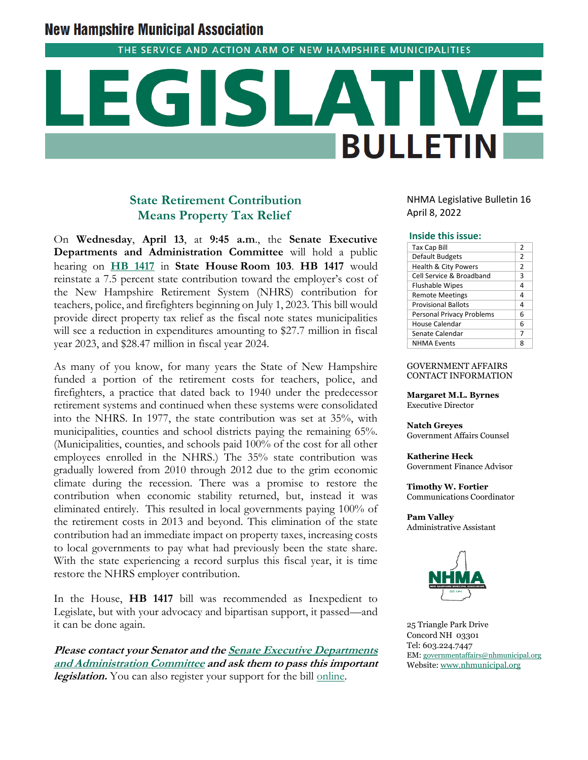# New Hampshire Municipal Association

THE SERVICE AND ACTION ARM OF NEW HAMPSHIRE MUNICIPALITIES

# LEGISLATIVE BULLETIN

NHMA Legislative Bulletin 16
April 8, 2022

**Inside this issue:**

| | |
|---|---|
| Tax Cap Bill | 2 |
| Default Budgets | 2 |
| Health & City Powers | 2 |
| Cell Service & Broadband | 3 |
| Flushable Wipes | 4 |
| Remote Meetings | 4 |
| Provisional Ballots | 4 |
| Personal Privacy Problems | 6 |
| House Calendar | 6 |
| Senate Calendar | 7 |
| NHMA Events | 8 |

GOVERNMENT AFFAIRS CONTACT INFORMATION

**Margaret M.L. Byrnes**
Executive Director

**Natch Greyes**
Government Affairs Counsel

**Katherine Heck**
Government Finance Advisor

**Timothy W. Fortier**
Communications Coordinator

**Pam Valley**
Administrative Assistant

25 Triangle Park Drive
Concord NH 03301
Tel: 603.224.7447
EM: governmentaffairs@nhmunicipal.org
Website: www.nhmunicipal.org

## State Retirement Contribution Means Property Tax Relief

On **Wednesday**, **April 13**, at **9:45 a.m.**, the **Senate Executive Departments and Administration Committee** will hold a public hearing on **HB 1417** in **State House Room 103**. **HB 1417** would reinstate a 7.5 percent state contribution toward the employer's cost of the New Hampshire Retirement System (NHRS) contribution for teachers, police, and firefighters beginning on July 1, 2023. This bill would provide direct property tax relief as the fiscal note states municipalities will see a reduction in expenditures amounting to $27.7 million in fiscal year 2023, and $28.47 million in fiscal year 2024.

As many of you know, for many years the State of New Hampshire funded a portion of the retirement costs for teachers, police, and firefighters, a practice that dated back to 1940 under the predecessor retirement systems and continued when these systems were consolidated into the NHRS. In 1977, the state contribution was set at 35%, with municipalities, counties and school districts paying the remaining 65%. (Municipalities, counties, and schools paid 100% of the cost for all other employees enrolled in the NHRS.) The 35% state contribution was gradually lowered from 2010 through 2012 due to the grim economic climate during the recession. There was a promise to restore the contribution when economic stability returned, but, instead it was eliminated entirely. This resulted in local governments paying 100% of the retirement costs in 2013 and beyond. This elimination of the state contribution had an immediate impact on property taxes, increasing costs to local governments to pay what had previously been the state share. With the state experiencing a record surplus this fiscal year, it is time restore the NHRS employer contribution.

In the House, **HB 1417** bill was recommended as Inexpedient to Legislate, but with your advocacy and bipartisan support, it passed—and it can be done again.

***Please contact your Senator and the Senate Executive Departments and Administration Committee and ask them to pass this important legislation.*** You can also register your support for the bill online.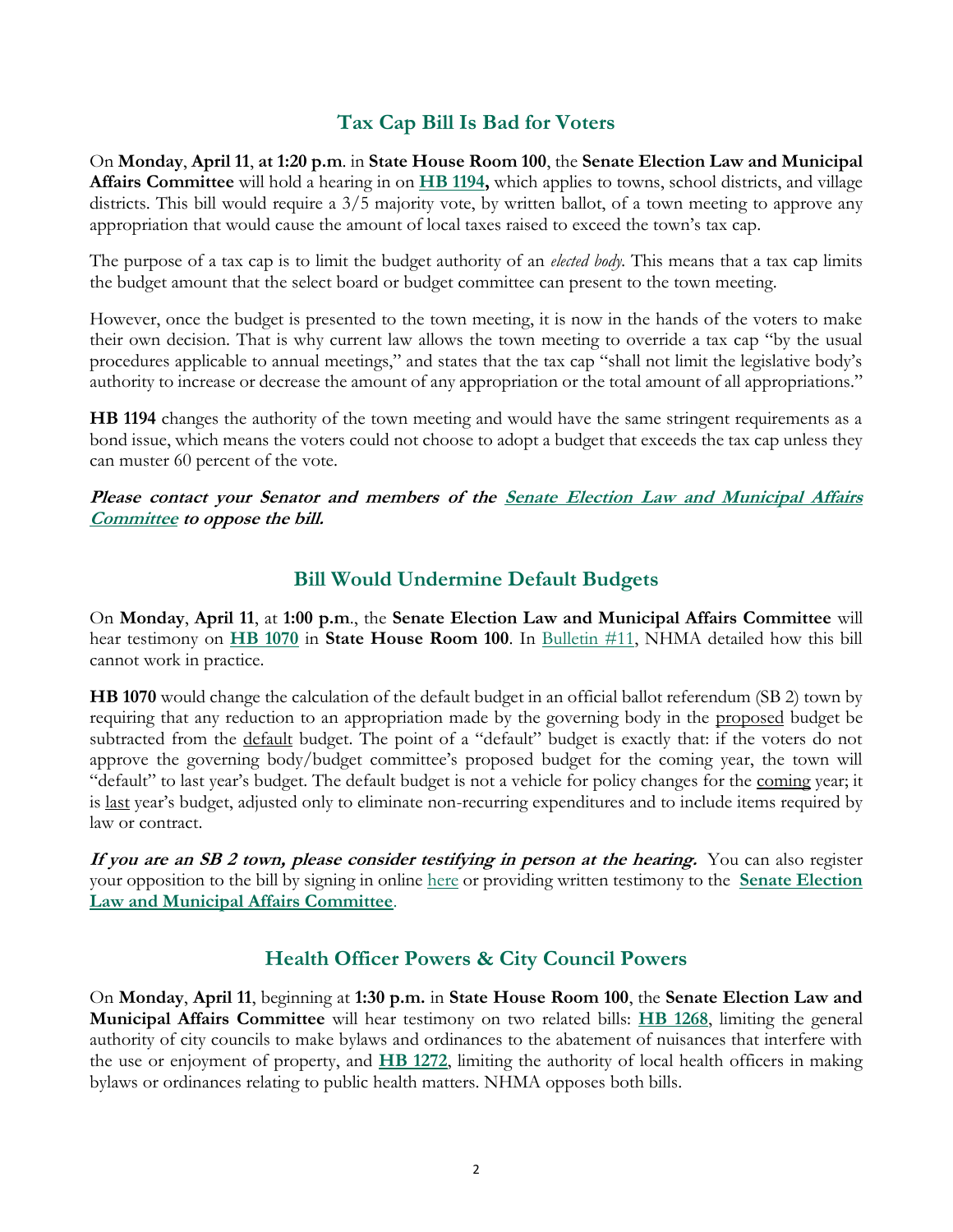## Tax Cap Bill Is Bad for Voters

On **Monday**, **April 11**, **at 1:20 p.m**. in **State House Room 100**, the **Senate Election Law and Municipal Affairs Committee** will hold a hearing in on **HB 1194,** which applies to towns, school districts, and village districts. This bill would require a 3/5 majority vote, by written ballot, of a town meeting to approve any appropriation that would cause the amount of local taxes raised to exceed the town's tax cap.

The purpose of a tax cap is to limit the budget authority of an *elected body*. This means that a tax cap limits the budget amount that the select board or budget committee can present to the town meeting.

However, once the budget is presented to the town meeting, it is now in the hands of the voters to make their own decision. That is why current law allows the town meeting to override a tax cap "by the usual procedures applicable to annual meetings," and states that the tax cap "shall not limit the legislative body's authority to increase or decrease the amount of any appropriation or the total amount of all appropriations."

**HB 1194** changes the authority of the town meeting and would have the same stringent requirements as a bond issue, which means the voters could not choose to adopt a budget that exceeds the tax cap unless they can muster 60 percent of the vote.

***Please contact your Senator and members of the Senate Election Law and Municipal Affairs Committee to oppose the bill.***

## Bill Would Undermine Default Budgets

On **Monday**, **April 11**, at **1:00 p.m**., the **Senate Election Law and Municipal Affairs Committee** will hear testimony on **HB 1070** in **State House Room 100**. In Bulletin #11, NHMA detailed how this bill cannot work in practice.

**HB 1070** would change the calculation of the default budget in an official ballot referendum (SB 2) town by requiring that any reduction to an appropriation made by the governing body in the proposed budget be subtracted from the default budget. The point of a "default" budget is exactly that: if the voters do not approve the governing body/budget committee's proposed budget for the coming year, the town will "default" to last year's budget. The default budget is not a vehicle for policy changes for the coming year; it is last year's budget, adjusted only to eliminate non-recurring expenditures and to include items required by law or contract.

***If you are an SB 2 town, please consider testifying in person at the hearing.*** You can also register your opposition to the bill by signing in online here or providing written testimony to the **Senate Election Law and Municipal Affairs Committee**.

## Health Officer Powers & City Council Powers

On **Monday**, **April 11**, beginning at **1:30 p.m.** in **State House Room 100**, the **Senate Election Law and Municipal Affairs Committee** will hear testimony on two related bills: **HB 1268**, limiting the general authority of city councils to make bylaws and ordinances to the abatement of nuisances that interfere with the use or enjoyment of property, and **HB 1272**, limiting the authority of local health officers in making bylaws or ordinances relating to public health matters. NHMA opposes both bills.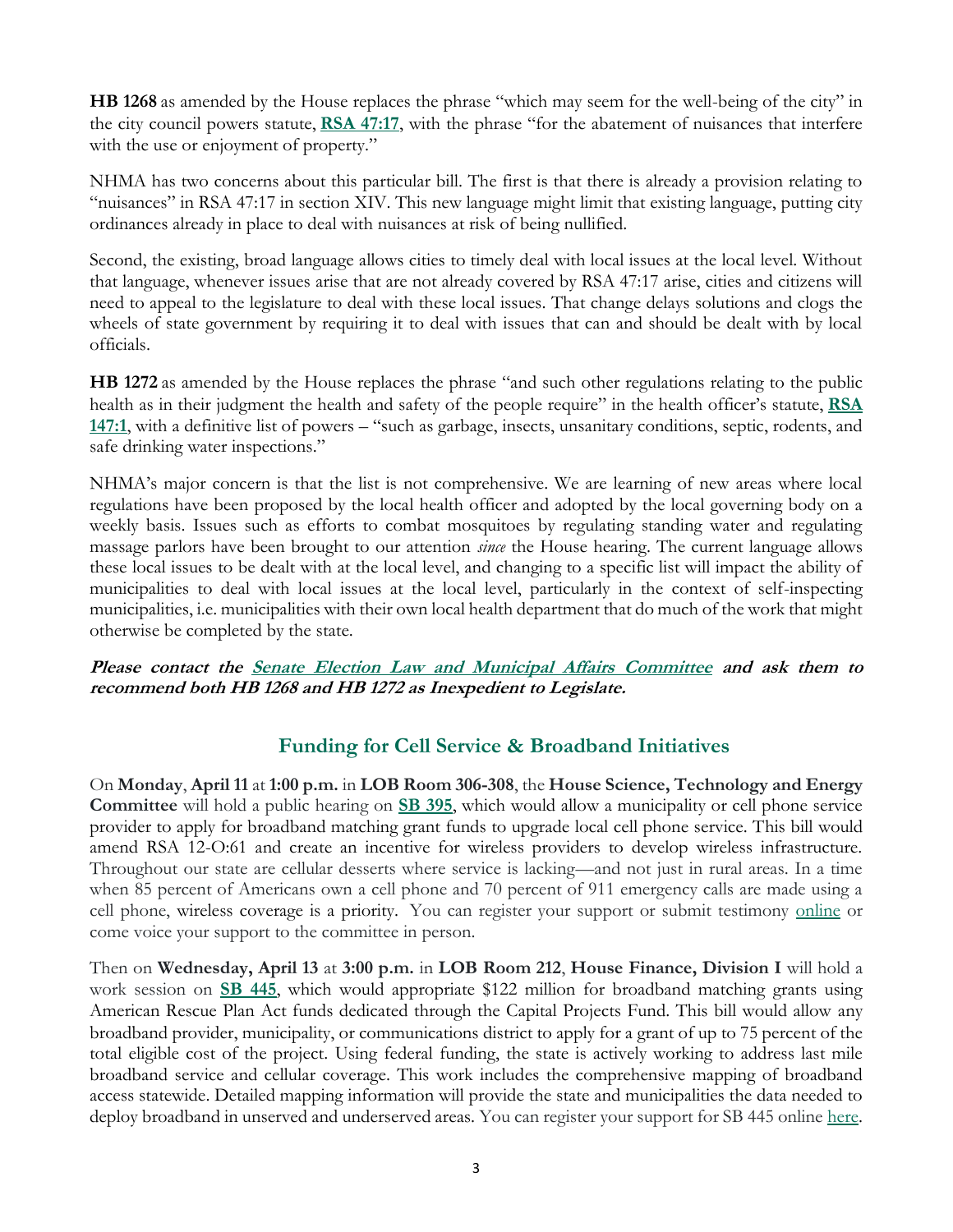**HB 1268** as amended by the House replaces the phrase "which may seem for the well-being of the city" in the city council powers statute, **RSA 47:17**, with the phrase "for the abatement of nuisances that interfere with the use or enjoyment of property."

NHMA has two concerns about this particular bill. The first is that there is already a provision relating to "nuisances" in RSA 47:17 in section XIV. This new language might limit that existing language, putting city ordinances already in place to deal with nuisances at risk of being nullified.

Second, the existing, broad language allows cities to timely deal with local issues at the local level. Without that language, whenever issues arise that are not already covered by RSA 47:17 arise, cities and citizens will need to appeal to the legislature to deal with these local issues. That change delays solutions and clogs the wheels of state government by requiring it to deal with issues that can and should be dealt with by local officials.

**HB 1272** as amended by the House replaces the phrase "and such other regulations relating to the public health as in their judgment the health and safety of the people require" in the health officer's statute, **RSA 147:1**, with a definitive list of powers – "such as garbage, insects, unsanitary conditions, septic, rodents, and safe drinking water inspections."

NHMA's major concern is that the list is not comprehensive. We are learning of new areas where local regulations have been proposed by the local health officer and adopted by the local governing body on a weekly basis. Issues such as efforts to combat mosquitoes by regulating standing water and regulating massage parlors have been brought to our attention *since* the House hearing. The current language allows these local issues to be dealt with at the local level, and changing to a specific list will impact the ability of municipalities to deal with local issues at the local level, particularly in the context of self-inspecting municipalities, i.e. municipalities with their own local health department that do much of the work that might otherwise be completed by the state.

***Please contact the Senate Election Law and Municipal Affairs Committee and ask them to recommend both HB 1268 and HB 1272 as Inexpedient to Legislate.***

## Funding for Cell Service & Broadband Initiatives

On **Monday**, **April 11** at **1:00 p.m.** in **LOB Room 306-308**, the **House Science, Technology and Energy Committee** will hold a public hearing on **SB 395**, which would allow a municipality or cell phone service provider to apply for broadband matching grant funds to upgrade local cell phone service. This bill would amend RSA 12-O:61 and create an incentive for wireless providers to develop wireless infrastructure. Throughout our state are cellular desserts where service is lacking—and not just in rural areas. In a time when 85 percent of Americans own a cell phone and 70 percent of 911 emergency calls are made using a cell phone, wireless coverage is a priority. You can register your support or submit testimony online or come voice your support to the committee in person.

Then on **Wednesday, April 13** at **3:00 p.m.** in **LOB Room 212**, **House Finance, Division I** will hold a work session on **SB 445**, which would appropriate $122 million for broadband matching grants using American Rescue Plan Act funds dedicated through the Capital Projects Fund. This bill would allow any broadband provider, municipality, or communications district to apply for a grant of up to 75 percent of the total eligible cost of the project. Using federal funding, the state is actively working to address last mile broadband service and cellular coverage. This work includes the comprehensive mapping of broadband access statewide. Detailed mapping information will provide the state and municipalities the data needed to deploy broadband in unserved and underserved areas. You can register your support for SB 445 online here.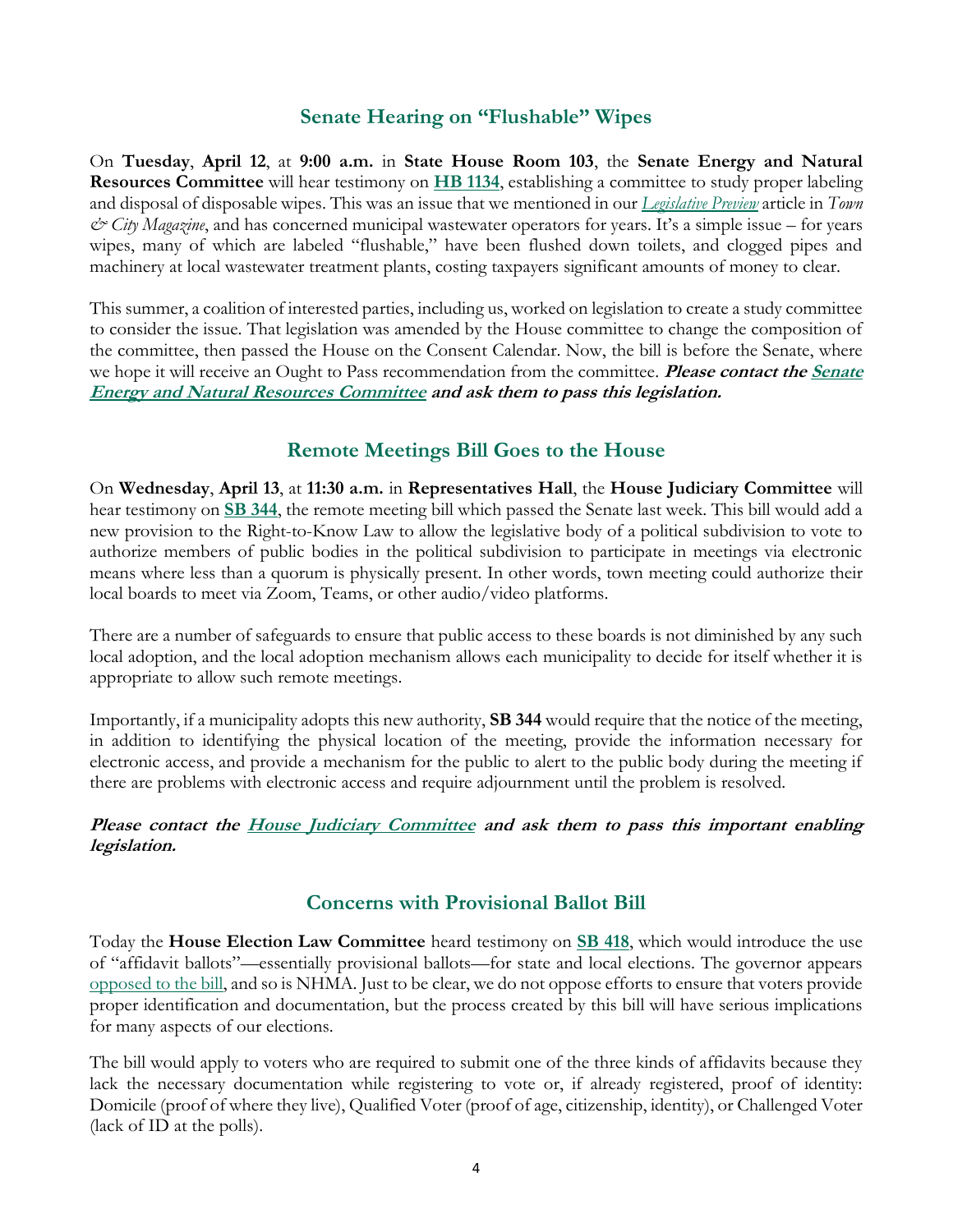## Senate Hearing on "Flushable" Wipes

On **Tuesday**, **April 12**, at **9:00 a.m.** in **State House Room 103**, the **Senate Energy and Natural Resources Committee** will hear testimony on **HB 1134**, establishing a committee to study proper labeling and disposal of disposable wipes. This was an issue that we mentioned in our *Legislative Preview* article in *Town & City Magazine*, and has concerned municipal wastewater operators for years. It's a simple issue – for years wipes, many of which are labeled "flushable," have been flushed down toilets, and clogged pipes and machinery at local wastewater treatment plants, costing taxpayers significant amounts of money to clear.

This summer, a coalition of interested parties, including us, worked on legislation to create a study committee to consider the issue. That legislation was amended by the House committee to change the composition of the committee, then passed the House on the Consent Calendar. Now, the bill is before the Senate, where we hope it will receive an Ought to Pass recommendation from the committee. ***Please contact the Senate Energy and Natural Resources Committee and ask them to pass this legislation.***

## Remote Meetings Bill Goes to the House

On **Wednesday**, **April 13**, at **11:30 a.m.** in **Representatives Hall**, the **House Judiciary Committee** will hear testimony on **SB 344**, the remote meeting bill which passed the Senate last week. This bill would add a new provision to the Right-to-Know Law to allow the legislative body of a political subdivision to vote to authorize members of public bodies in the political subdivision to participate in meetings via electronic means where less than a quorum is physically present. In other words, town meeting could authorize their local boards to meet via Zoom, Teams, or other audio/video platforms.

There are a number of safeguards to ensure that public access to these boards is not diminished by any such local adoption, and the local adoption mechanism allows each municipality to decide for itself whether it is appropriate to allow such remote meetings.

Importantly, if a municipality adopts this new authority, **SB 344** would require that the notice of the meeting, in addition to identifying the physical location of the meeting, provide the information necessary for electronic access, and provide a mechanism for the public to alert to the public body during the meeting if there are problems with electronic access and require adjournment until the problem is resolved.

***Please contact the House Judiciary Committee and ask them to pass this important enabling legislation.***

## Concerns with Provisional Ballot Bill

Today the **House Election Law Committee** heard testimony on **SB 418**, which would introduce the use of "affidavit ballots"—essentially provisional ballots—for state and local elections. The governor appears opposed to the bill, and so is NHMA. Just to be clear, we do not oppose efforts to ensure that voters provide proper identification and documentation, but the process created by this bill will have serious implications for many aspects of our elections.

The bill would apply to voters who are required to submit one of the three kinds of affidavits because they lack the necessary documentation while registering to vote or, if already registered, proof of identity: Domicile (proof of where they live), Qualified Voter (proof of age, citizenship, identity), or Challenged Voter (lack of ID at the polls).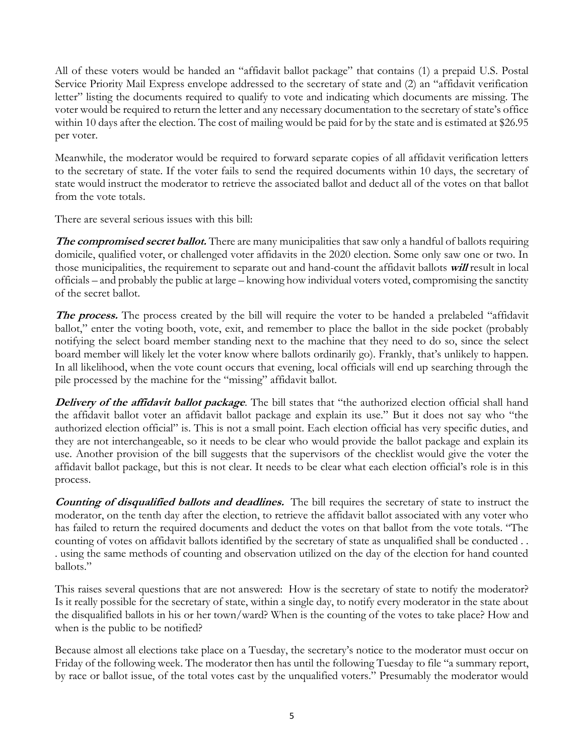All of these voters would be handed an "affidavit ballot package" that contains (1) a prepaid U.S. Postal Service Priority Mail Express envelope addressed to the secretary of state and (2) an "affidavit verification letter" listing the documents required to qualify to vote and indicating which documents are missing. The voter would be required to return the letter and any necessary documentation to the secretary of state's office within 10 days after the election. The cost of mailing would be paid for by the state and is estimated at $26.95 per voter.

Meanwhile, the moderator would be required to forward separate copies of all affidavit verification letters to the secretary of state. If the voter fails to send the required documents within 10 days, the secretary of state would instruct the moderator to retrieve the associated ballot and deduct all of the votes on that ballot from the vote totals.

There are several serious issues with this bill:

***The compromised secret ballot.*** There are many municipalities that saw only a handful of ballots requiring domicile, qualified voter, or challenged voter affidavits in the 2020 election. Some only saw one or two. In those municipalities, the requirement to separate out and hand-count the affidavit ballots ***will*** result in local officials – and probably the public at large – knowing how individual voters voted, compromising the sanctity of the secret ballot.

***The process.*** The process created by the bill will require the voter to be handed a prelabeled "affidavit ballot," enter the voting booth, vote, exit, and remember to place the ballot in the side pocket (probably notifying the select board member standing next to the machine that they need to do so, since the select board member will likely let the voter know where ballots ordinarily go). Frankly, that's unlikely to happen. In all likelihood, when the vote count occurs that evening, local officials will end up searching through the pile processed by the machine for the "missing" affidavit ballot.

***Delivery of the affidavit ballot package*.** The bill states that "the authorized election official shall hand the affidavit ballot voter an affidavit ballot package and explain its use." But it does not say who "the authorized election official" is. This is not a small point. Each election official has very specific duties, and they are not interchangeable, so it needs to be clear who would provide the ballot package and explain its use. Another provision of the bill suggests that the supervisors of the checklist would give the voter the affidavit ballot package, but this is not clear. It needs to be clear what each election official's role is in this process.

***Counting of disqualified ballots and deadlines.*** The bill requires the secretary of state to instruct the moderator, on the tenth day after the election, to retrieve the affidavit ballot associated with any voter who has failed to return the required documents and deduct the votes on that ballot from the vote totals. "The counting of votes on affidavit ballots identified by the secretary of state as unqualified shall be conducted . . . using the same methods of counting and observation utilized on the day of the election for hand counted ballots."

This raises several questions that are not answered: How is the secretary of state to notify the moderator? Is it really possible for the secretary of state, within a single day, to notify every moderator in the state about the disqualified ballots in his or her town/ward? When is the counting of the votes to take place? How and when is the public to be notified?

Because almost all elections take place on a Tuesday, the secretary's notice to the moderator must occur on Friday of the following week. The moderator then has until the following Tuesday to file "a summary report, by race or ballot issue, of the total votes cast by the unqualified voters." Presumably the moderator would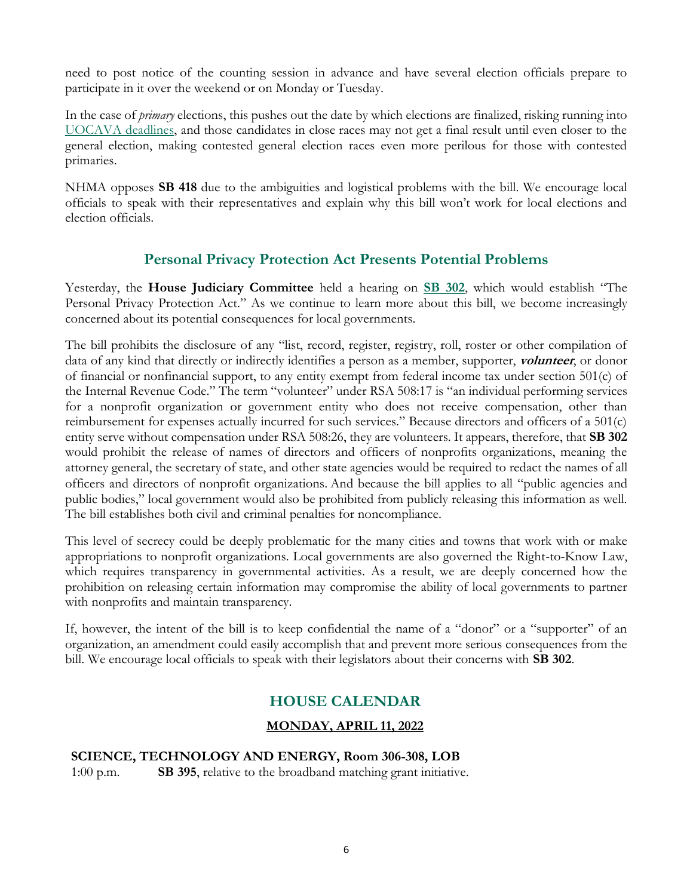need to post notice of the counting session in advance and have several election officials prepare to participate in it over the weekend or on Monday or Tuesday.

In the case of *primary* elections, this pushes out the date by which elections are finalized, risking running into UOCAVA deadlines, and those candidates in close races may not get a final result until even closer to the general election, making contested general election races even more perilous for those with contested primaries.

NHMA opposes **SB 418** due to the ambiguities and logistical problems with the bill. We encourage local officials to speak with their representatives and explain why this bill won't work for local elections and election officials.

## Personal Privacy Protection Act Presents Potential Problems

Yesterday, the **House Judiciary Committee** held a hearing on **SB 302**, which would establish "The Personal Privacy Protection Act." As we continue to learn more about this bill, we become increasingly concerned about its potential consequences for local governments.

The bill prohibits the disclosure of any "list, record, register, registry, roll, roster or other compilation of data of any kind that directly or indirectly identifies a person as a member, supporter, ***volunteer***, or donor of financial or nonfinancial support, to any entity exempt from federal income tax under section 501(c) of the Internal Revenue Code." The term "volunteer" under RSA 508:17 is "an individual performing services for a nonprofit organization or government entity who does not receive compensation, other than reimbursement for expenses actually incurred for such services." Because directors and officers of a 501(c) entity serve without compensation under RSA 508:26, they are volunteers. It appears, therefore, that **SB 302** would prohibit the release of names of directors and officers of nonprofits organizations, meaning the attorney general, the secretary of state, and other state agencies would be required to redact the names of all officers and directors of nonprofit organizations. And because the bill applies to all "public agencies and public bodies," local government would also be prohibited from publicly releasing this information as well. The bill establishes both civil and criminal penalties for noncompliance.

This level of secrecy could be deeply problematic for the many cities and towns that work with or make appropriations to nonprofit organizations. Local governments are also governed the Right-to-Know Law, which requires transparency in governmental activities. As a result, we are deeply concerned how the prohibition on releasing certain information may compromise the ability of local governments to partner with nonprofits and maintain transparency.

If, however, the intent of the bill is to keep confidential the name of a "donor" or a "supporter" of an organization, an amendment could easily accomplish that and prevent more serious consequences from the bill. We encourage local officials to speak with their legislators about their concerns with **SB 302**.

## HOUSE CALENDAR

### MONDAY, APRIL 11, 2022

**SCIENCE, TECHNOLOGY AND ENERGY, Room 306-308, LOB**

1:00 p.m. **SB 395**, relative to the broadband matching grant initiative.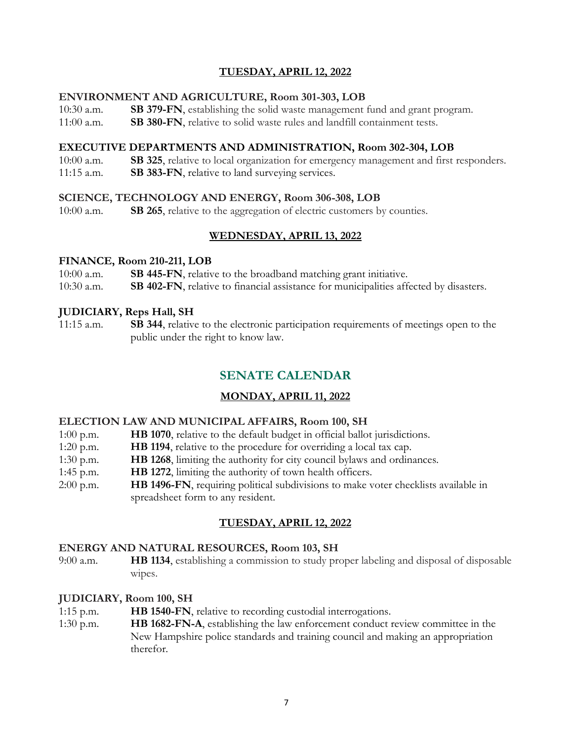**TUESDAY, APRIL 12, 2022**

**ENVIRONMENT AND AGRICULTURE, Room 301-303, LOB**

10:30 a.m. **SB 379-FN**, establishing the solid waste management fund and grant program.

11:00 a.m. **SB 380-FN**, relative to solid waste rules and landfill containment tests.

**EXECUTIVE DEPARTMENTS AND ADMINISTRATION, Room 302-304, LOB**

10:00 a.m. **SB 325**, relative to local organization for emergency management and first responders.

11:15 a.m. **SB 383-FN**, relative to land surveying services.

**SCIENCE, TECHNOLOGY AND ENERGY, Room 306-308, LOB**

10:00 a.m. **SB 265**, relative to the aggregation of electric customers by counties.

**WEDNESDAY, APRIL 13, 2022**

**FINANCE, Room 210-211, LOB**

10:00 a.m. **SB 445-FN**, relative to the broadband matching grant initiative.

10:30 a.m. **SB 402-FN**, relative to financial assistance for municipalities affected by disasters.

**JUDICIARY, Reps Hall, SH**

11:15 a.m. **SB 344**, relative to the electronic participation requirements of meetings open to the public under the right to know law.

# SENATE CALENDAR

**MONDAY, APRIL 11, 2022**

**ELECTION LAW AND MUNICIPAL AFFAIRS, Room 100, SH**

1:00 p.m. **HB 1070**, relative to the default budget in official ballot jurisdictions.

1:20 p.m. **HB 1194**, relative to the procedure for overriding a local tax cap.

1:30 p.m. **HB 1268**, limiting the authority for city council bylaws and ordinances.

1:45 p.m. **HB 1272**, limiting the authority of town health officers.

2:00 p.m. **HB 1496-FN**, requiring political subdivisions to make voter checklists available in spreadsheet form to any resident.

**TUESDAY, APRIL 12, 2022**

**ENERGY AND NATURAL RESOURCES, Room 103, SH**

9:00 a.m. **HB 1134**, establishing a commission to study proper labeling and disposal of disposable wipes.

**JUDICIARY, Room 100, SH**

1:15 p.m. **HB 1540-FN**, relative to recording custodial interrogations.

1:30 p.m. **HB 1682-FN-A**, establishing the law enforcement conduct review committee in the New Hampshire police standards and training council and making an appropriation therefor.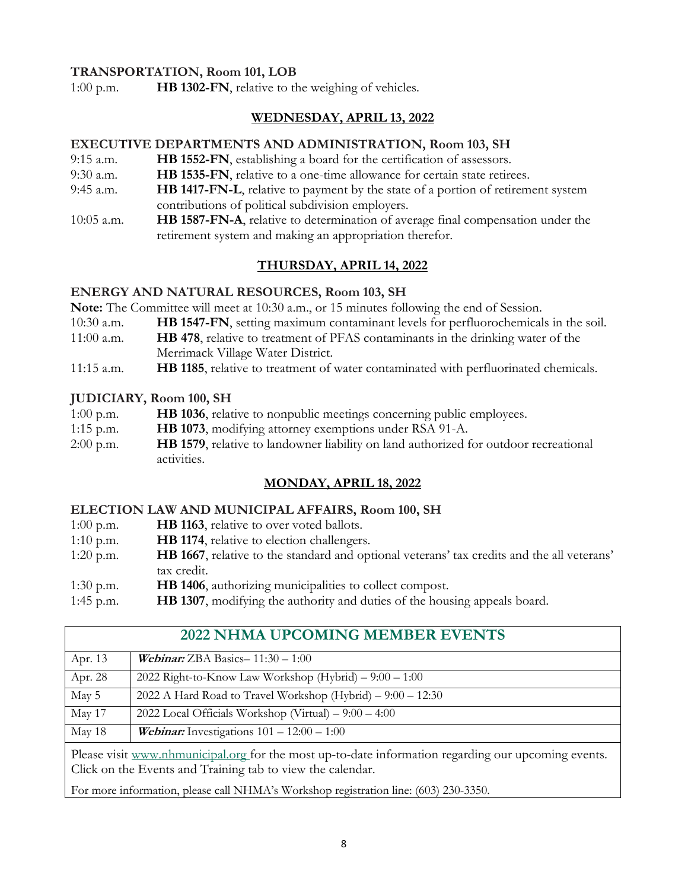**TRANSPORTATION, Room 101, LOB**

1:00 p.m. **HB 1302-FN**, relative to the weighing of vehicles.

## WEDNESDAY, APRIL 13, 2022

**EXECUTIVE DEPARTMENTS AND ADMINISTRATION, Room 103, SH**

9:15 a.m. **HB 1552-FN**, establishing a board for the certification of assessors.

9:30 a.m. **HB 1535-FN**, relative to a one-time allowance for certain state retirees.

9:45 a.m. **HB 1417-FN-L**, relative to payment by the state of a portion of retirement system contributions of political subdivision employers.

10:05 a.m. **HB 1587-FN-A**, relative to determination of average final compensation under the retirement system and making an appropriation therefor.

## THURSDAY, APRIL 14, 2022

**ENERGY AND NATURAL RESOURCES, Room 103, SH**

**Note:** The Committee will meet at 10:30 a.m., or 15 minutes following the end of Session.

10:30 a.m. **HB 1547-FN**, setting maximum contaminant levels for perfluorochemicals in the soil.

11:00 a.m. **HB 478**, relative to treatment of PFAS contaminants in the drinking water of the Merrimack Village Water District.

11:15 a.m. **HB 1185**, relative to treatment of water contaminated with perfluorinated chemicals.

**JUDICIARY, Room 100, SH**

1:00 p.m. **HB 1036**, relative to nonpublic meetings concerning public employees.

1:15 p.m. **HB 1073**, modifying attorney exemptions under RSA 91-A.

2:00 p.m. **HB 1579**, relative to landowner liability on land authorized for outdoor recreational activities.

## MONDAY, APRIL 18, 2022

**ELECTION LAW AND MUNICIPAL AFFAIRS, Room 100, SH**

1:00 p.m. **HB 1163**, relative to over voted ballots.

1:10 p.m. **HB 1174**, relative to election challengers.

1:20 p.m. **HB 1667**, relative to the standard and optional veterans' tax credits and the all veterans' tax credit.

1:30 p.m. **HB 1406**, authorizing municipalities to collect compost.

1:45 p.m. **HB 1307**, modifying the authority and duties of the housing appeals board.

## 2022 NHMA UPCOMING MEMBER EVENTS

| | |
|---|---|
| Apr. 13 | ***Webinar:*** ZBA Basics– 11:30 – 1:00 |
| Apr. 28 | 2022 Right-to-Know Law Workshop (Hybrid) – 9:00 – 1:00 |
| May 5 | 2022 A Hard Road to Travel Workshop (Hybrid) – 9:00 – 12:30 |
| May 17 | 2022 Local Officials Workshop (Virtual) – 9:00 – 4:00 |
| May 18 | ***Webinar:*** Investigations 101 – 12:00 – 1:00 |

Please visit www.nhmunicipal.org for the most up-to-date information regarding our upcoming events. Click on the Events and Training tab to view the calendar.

For more information, please call NHMA's Workshop registration line: (603) 230-3350.